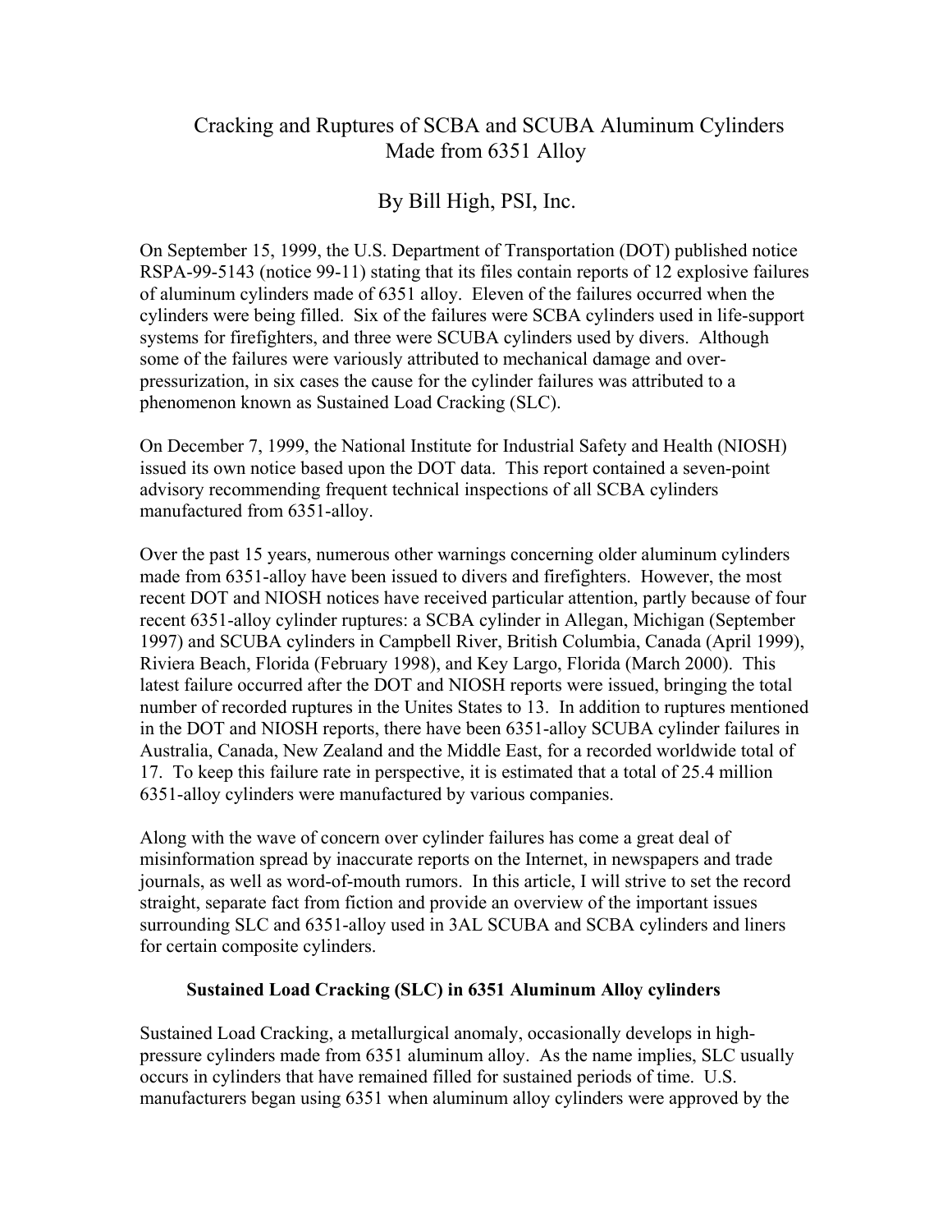# Cracking and Ruptures of SCBA and SCUBA Aluminum Cylinders Made from 6351 Alloy

## By Bill High, PSI, Inc.

On September 15, 1999, the U.S. Department of Transportation (DOT) published notice RSPA-99-5143 (notice 99-11) stating that its files contain reports of 12 explosive failures of aluminum cylinders made of 6351 alloy. Eleven of the failures occurred when the cylinders were being filled. Six of the failures were SCBA cylinders used in life-support systems for firefighters, and three were SCUBA cylinders used by divers. Although some of the failures were variously attributed to mechanical damage and over-pressurization, in six cases the cause for the cylinder failures was attributed to a phenomenon known as Sustained Load Cracking (SLC).

On December 7, 1999, the National Institute for Industrial Safety and Health (NIOSH) issued its own notice based upon the DOT data. This report contained a seven-point advisory recommending frequent technical inspections of all SCBA cylinders manufactured from 6351-alloy.

Over the past 15 years, numerous other warnings concerning older aluminum cylinders made from 6351-alloy have been issued to divers and firefighters. However, the most recent DOT and NIOSH notices have received particular attention, partly because of four recent 6351-alloy cylinder ruptures: a SCBA cylinder in Allegan, Michigan (September 1997) and SCUBA cylinders in Campbell River, British Columbia, Canada (April 1999), Riviera Beach, Florida (February 1998), and Key Largo, Florida (March 2000). This latest failure occurred after the DOT and NIOSH reports were issued, bringing the total number of recorded ruptures in the Unites States to 13. In addition to ruptures mentioned in the DOT and NIOSH reports, there have been 6351-alloy SCUBA cylinder failures in Australia, Canada, New Zealand and the Middle East, for a recorded worldwide total of 17. To keep this failure rate in perspective, it is estimated that a total of 25.4 million 6351-alloy cylinders were manufactured by various companies.

Along with the wave of concern over cylinder failures has come a great deal of misinformation spread by inaccurate reports on the Internet, in newspapers and trade journals, as well as word-of-mouth rumors. In this article, I will strive to set the record straight, separate fact from fiction and provide an overview of the important issues surrounding SLC and 6351-alloy used in 3AL SCUBA and SCBA cylinders and liners for certain composite cylinders.

### Sustained Load Cracking (SLC) in 6351 Aluminum Alloy cylinders

Sustained Load Cracking, a metallurgical anomaly, occasionally develops in high-pressure cylinders made from 6351 aluminum alloy. As the name implies, SLC usually occurs in cylinders that have remained filled for sustained periods of time. U.S. manufacturers began using 6351 when aluminum alloy cylinders were approved by the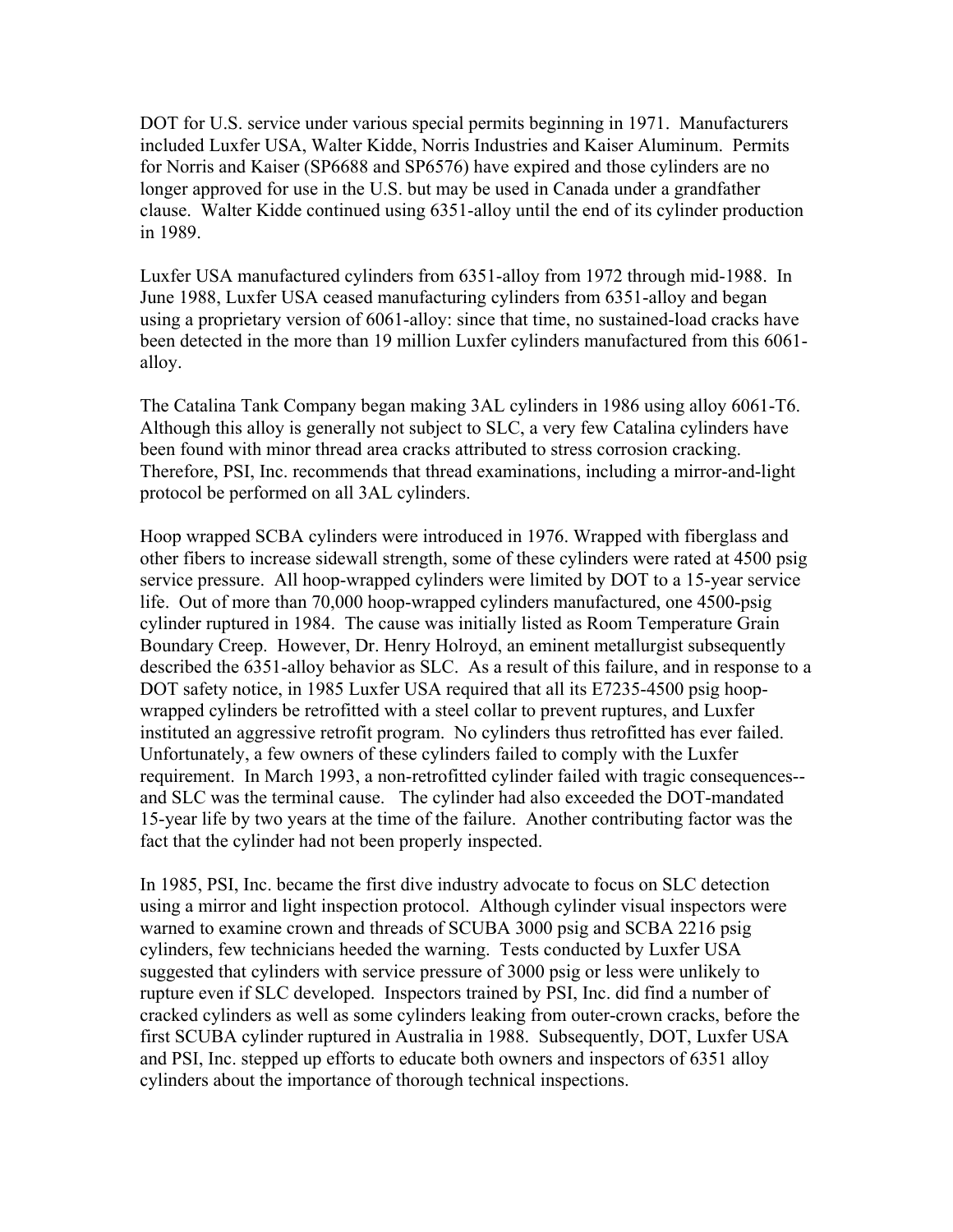DOT for U.S. service under various special permits beginning in 1971. Manufacturers included Luxfer USA, Walter Kidde, Norris Industries and Kaiser Aluminum. Permits for Norris and Kaiser (SP6688 and SP6576) have expired and those cylinders are no longer approved for use in the U.S. but may be used in Canada under a grandfather clause. Walter Kidde continued using 6351-alloy until the end of its cylinder production in 1989.

Luxfer USA manufactured cylinders from 6351-alloy from 1972 through mid-1988. In June 1988, Luxfer USA ceased manufacturing cylinders from 6351-alloy and began using a proprietary version of 6061-alloy: since that time, no sustained-load cracks have been detected in the more than 19 million Luxfer cylinders manufactured from this 6061-alloy.

The Catalina Tank Company began making 3AL cylinders in 1986 using alloy 6061-T6. Although this alloy is generally not subject to SLC, a very few Catalina cylinders have been found with minor thread area cracks attributed to stress corrosion cracking. Therefore, PSI, Inc. recommends that thread examinations, including a mirror-and-light protocol be performed on all 3AL cylinders.

Hoop wrapped SCBA cylinders were introduced in 1976. Wrapped with fiberglass and other fibers to increase sidewall strength, some of these cylinders were rated at 4500 psig service pressure. All hoop-wrapped cylinders were limited by DOT to a 15-year service life. Out of more than 70,000 hoop-wrapped cylinders manufactured, one 4500-psig cylinder ruptured in 1984. The cause was initially listed as Room Temperature Grain Boundary Creep. However, Dr. Henry Holroyd, an eminent metallurgist subsequently described the 6351-alloy behavior as SLC. As a result of this failure, and in response to a DOT safety notice, in 1985 Luxfer USA required that all its E7235-4500 psig hoop-wrapped cylinders be retrofitted with a steel collar to prevent ruptures, and Luxfer instituted an aggressive retrofit program. No cylinders thus retrofitted has ever failed. Unfortunately, a few owners of these cylinders failed to comply with the Luxfer requirement. In March 1993, a non-retrofitted cylinder failed with tragic consequences--and SLC was the terminal cause. The cylinder had also exceeded the DOT-mandated 15-year life by two years at the time of the failure. Another contributing factor was the fact that the cylinder had not been properly inspected.

In 1985, PSI, Inc. became the first dive industry advocate to focus on SLC detection using a mirror and light inspection protocol. Although cylinder visual inspectors were warned to examine crown and threads of SCUBA 3000 psig and SCBA 2216 psig cylinders, few technicians heeded the warning. Tests conducted by Luxfer USA suggested that cylinders with service pressure of 3000 psig or less were unlikely to rupture even if SLC developed. Inspectors trained by PSI, Inc. did find a number of cracked cylinders as well as some cylinders leaking from outer-crown cracks, before the first SCUBA cylinder ruptured in Australia in 1988. Subsequently, DOT, Luxfer USA and PSI, Inc. stepped up efforts to educate both owners and inspectors of 6351 alloy cylinders about the importance of thorough technical inspections.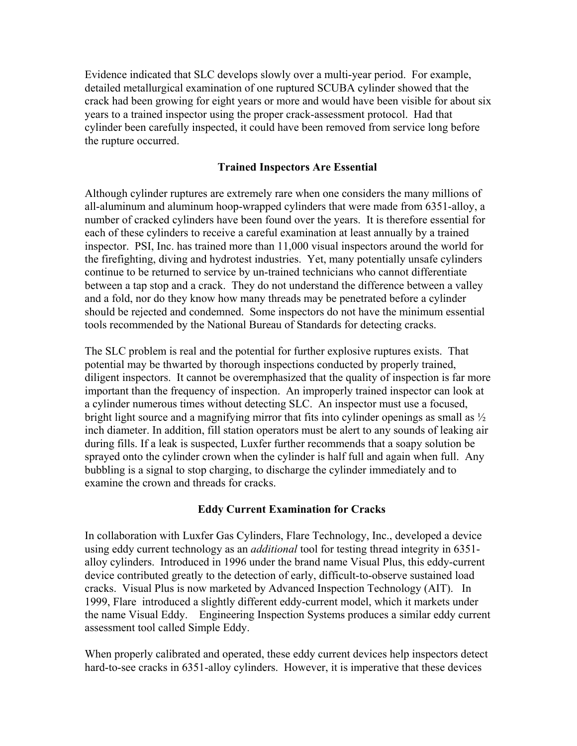Evidence indicated that SLC develops slowly over a multi-year period. For example, detailed metallurgical examination of one ruptured SCUBA cylinder showed that the crack had been growing for eight years or more and would have been visible for about six years to a trained inspector using the proper crack-assessment protocol. Had that cylinder been carefully inspected, it could have been removed from service long before the rupture occurred.

## Trained Inspectors Are Essential

Although cylinder ruptures are extremely rare when one considers the many millions of all-aluminum and aluminum hoop-wrapped cylinders that were made from 6351-alloy, a number of cracked cylinders have been found over the years. It is therefore essential for each of these cylinders to receive a careful examination at least annually by a trained inspector. PSI, Inc. has trained more than 11,000 visual inspectors around the world for the firefighting, diving and hydrotest industries. Yet, many potentially unsafe cylinders continue to be returned to service by un-trained technicians who cannot differentiate between a tap stop and a crack. They do not understand the difference between a valley and a fold, nor do they know how many threads may be penetrated before a cylinder should be rejected and condemned. Some inspectors do not have the minimum essential tools recommended by the National Bureau of Standards for detecting cracks.

The SLC problem is real and the potential for further explosive ruptures exists. That potential may be thwarted by thorough inspections conducted by properly trained, diligent inspectors. It cannot be overemphasized that the quality of inspection is far more important than the frequency of inspection. An improperly trained inspector can look at a cylinder numerous times without detecting SLC. An inspector must use a focused, bright light source and a magnifying mirror that fits into cylinder openings as small as ½ inch diameter. In addition, fill station operators must be alert to any sounds of leaking air during fills. If a leak is suspected, Luxfer further recommends that a soapy solution be sprayed onto the cylinder crown when the cylinder is half full and again when full. Any bubbling is a signal to stop charging, to discharge the cylinder immediately and to examine the crown and threads for cracks.

## Eddy Current Examination for Cracks

In collaboration with Luxfer Gas Cylinders, Flare Technology, Inc., developed a device using eddy current technology as an *additional* tool for testing thread integrity in 6351-alloy cylinders. Introduced in 1996 under the brand name Visual Plus, this eddy-current device contributed greatly to the detection of early, difficult-to-observe sustained load cracks. Visual Plus is now marketed by Advanced Inspection Technology (AIT). In 1999, Flare introduced a slightly different eddy-current model, which it markets under the name Visual Eddy. Engineering Inspection Systems produces a similar eddy current assessment tool called Simple Eddy.

When properly calibrated and operated, these eddy current devices help inspectors detect hard-to-see cracks in 6351-alloy cylinders. However, it is imperative that these devices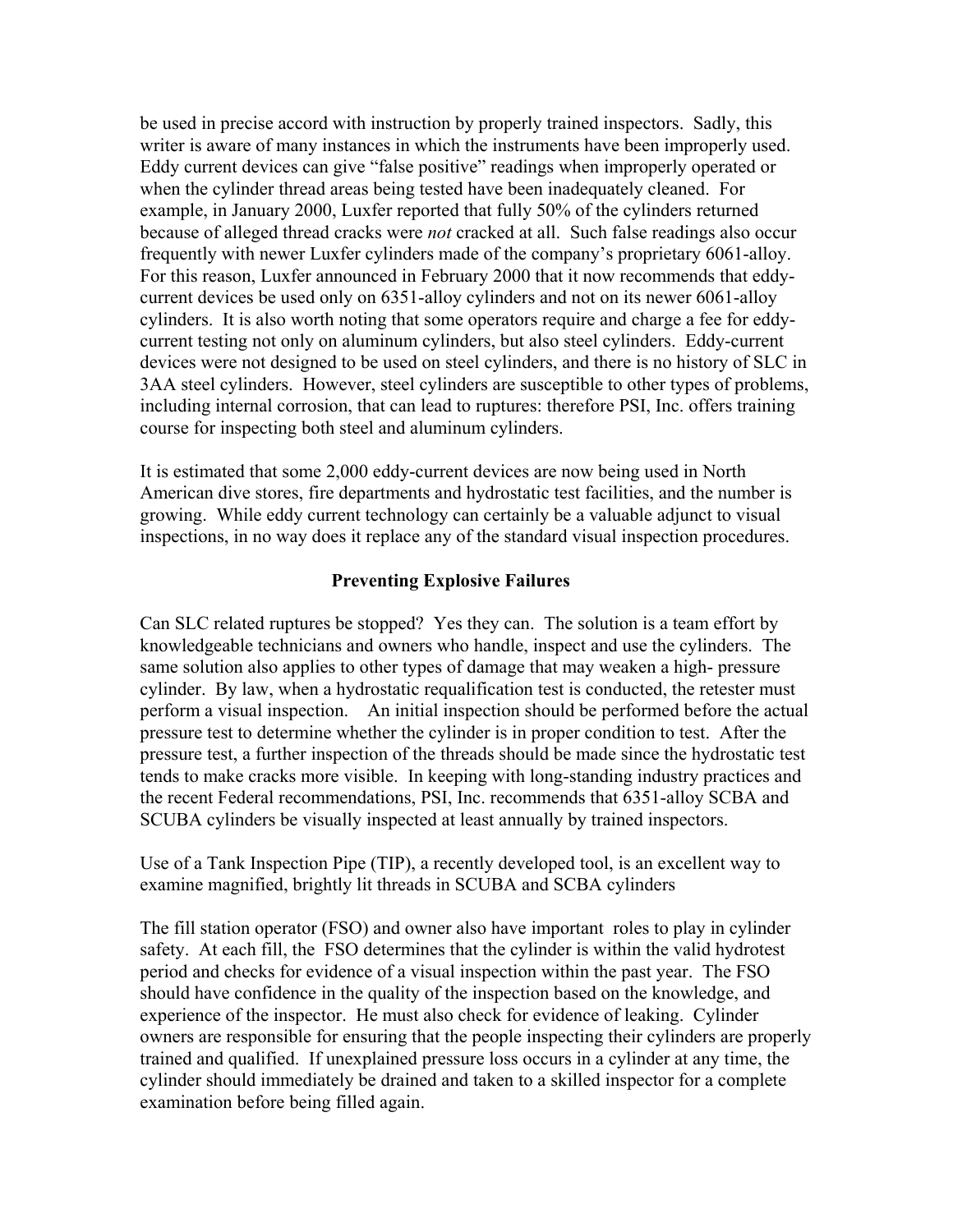be used in precise accord with instruction by properly trained inspectors. Sadly, this writer is aware of many instances in which the instruments have been improperly used. Eddy current devices can give "false positive" readings when improperly operated or when the cylinder thread areas being tested have been inadequately cleaned. For example, in January 2000, Luxfer reported that fully 50% of the cylinders returned because of alleged thread cracks were *not* cracked at all. Such false readings also occur frequently with newer Luxfer cylinders made of the company's proprietary 6061-alloy. For this reason, Luxfer announced in February 2000 that it now recommends that eddy-current devices be used only on 6351-alloy cylinders and not on its newer 6061-alloy cylinders. It is also worth noting that some operators require and charge a fee for eddy-current testing not only on aluminum cylinders, but also steel cylinders. Eddy-current devices were not designed to be used on steel cylinders, and there is no history of SLC in 3AA steel cylinders. However, steel cylinders are susceptible to other types of problems, including internal corrosion, that can lead to ruptures: therefore PSI, Inc. offers training course for inspecting both steel and aluminum cylinders.

It is estimated that some 2,000 eddy-current devices are now being used in North American dive stores, fire departments and hydrostatic test facilities, and the number is growing. While eddy current technology can certainly be a valuable adjunct to visual inspections, in no way does it replace any of the standard visual inspection procedures.

## Preventing Explosive Failures

Can SLC related ruptures be stopped? Yes they can. The solution is a team effort by knowledgeable technicians and owners who handle, inspect and use the cylinders. The same solution also applies to other types of damage that may weaken a high- pressure cylinder. By law, when a hydrostatic requalification test is conducted, the retester must perform a visual inspection. An initial inspection should be performed before the actual pressure test to determine whether the cylinder is in proper condition to test. After the pressure test, a further inspection of the threads should be made since the hydrostatic test tends to make cracks more visible. In keeping with long-standing industry practices and the recent Federal recommendations, PSI, Inc. recommends that 6351-alloy SCBA and SCUBA cylinders be visually inspected at least annually by trained inspectors.

Use of a Tank Inspection Pipe (TIP), a recently developed tool, is an excellent way to examine magnified, brightly lit threads in SCUBA and SCBA cylinders

The fill station operator (FSO) and owner also have important roles to play in cylinder safety. At each fill, the FSO determines that the cylinder is within the valid hydrotest period and checks for evidence of a visual inspection within the past year. The FSO should have confidence in the quality of the inspection based on the knowledge, and experience of the inspector. He must also check for evidence of leaking. Cylinder owners are responsible for ensuring that the people inspecting their cylinders are properly trained and qualified. If unexplained pressure loss occurs in a cylinder at any time, the cylinder should immediately be drained and taken to a skilled inspector for a complete examination before being filled again.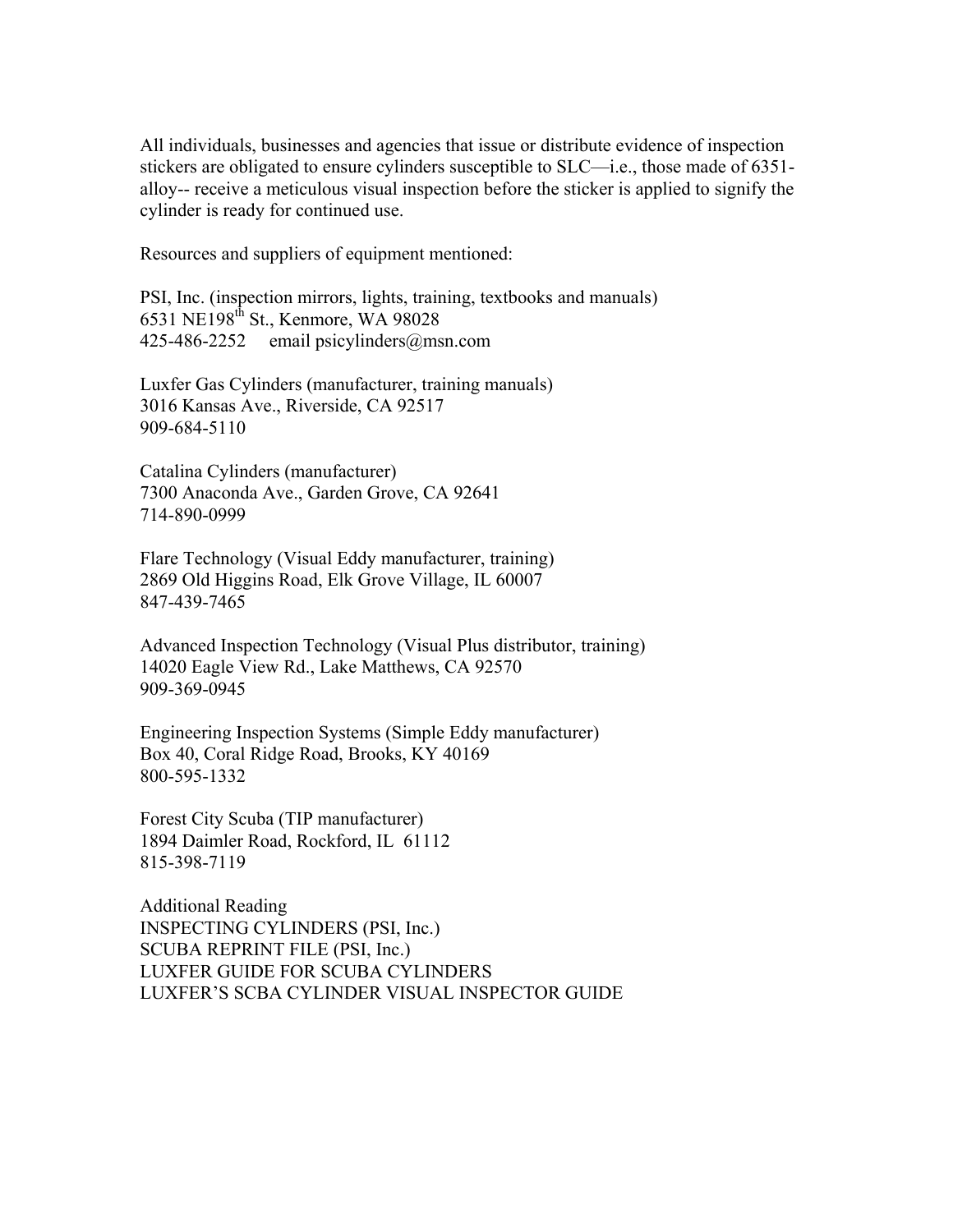All individuals, businesses and agencies that issue or distribute evidence of inspection stickers are obligated to ensure cylinders susceptible to SLC—i.e., those made of 6351-alloy-- receive a meticulous visual inspection before the sticker is applied to signify the cylinder is ready for continued use.

Resources and suppliers of equipment mentioned:

PSI, Inc. (inspection mirrors, lights, training, textbooks and manuals)
6531 NE198th St., Kenmore, WA 98028
425-486-2252     email psicylinders@msn.com

Luxfer Gas Cylinders (manufacturer, training manuals)
3016 Kansas Ave., Riverside, CA 92517
909-684-5110

Catalina Cylinders (manufacturer)
7300 Anaconda Ave., Garden Grove, CA 92641
714-890-0999

Flare Technology (Visual Eddy manufacturer, training)
2869 Old Higgins Road, Elk Grove Village, IL 60007
847-439-7465

Advanced Inspection Technology (Visual Plus distributor, training)
14020 Eagle View Rd., Lake Matthews, CA 92570
909-369-0945

Engineering Inspection Systems (Simple Eddy manufacturer)
Box 40, Coral Ridge Road, Brooks, KY 40169
800-595-1332

Forest City Scuba (TIP manufacturer)
1894 Daimler Road, Rockford, IL 61112
815-398-7119

Additional Reading
INSPECTING CYLINDERS (PSI, Inc.)
SCUBA REPRINT FILE (PSI, Inc.)
LUXFER GUIDE FOR SCUBA CYLINDERS
LUXFER'S SCBA CYLINDER VISUAL INSPECTOR GUIDE